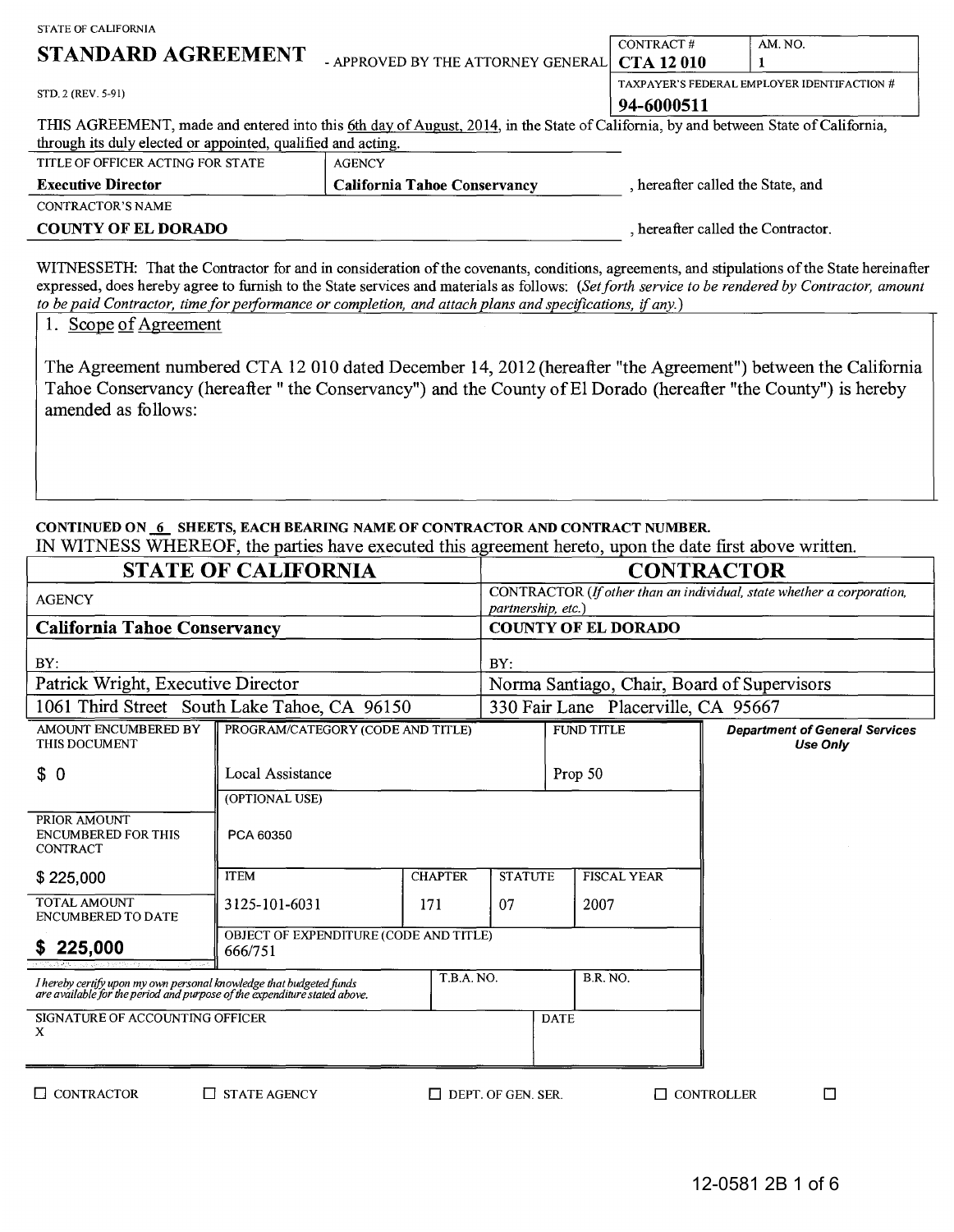STATE OF CALIFORNIA

# STANDARD AGREEMENT - APPROVED BY THE ATTORNEY GENERAL

STD. 2 (REV. 5-91)

| CONTRACT # | AM. NO. |
|---|---|
| **CTA 12 010** | 1 |
| TAXPAYER'S FEDERAL EMPLOYER IDENTIFACTION # | |
| **94-6000511** | |

THIS AGREEMENT, made and entered into this 6th day of August, 2014, in the State of California, by and between State of California, through its duly elected or appointed, qualified and acting.

| TITLE OF OFFICER ACTING FOR STATE | AGENCY | |
|---|---|---|
| **Executive Director** | **California Tahoe Conservancy** | , hereafter called the State, and |

CONTRACTOR'S NAME

**COUNTY OF EL DORADO** , hereafter called the Contractor.

WITNESSETH: That the Contractor for and in consideration of the covenants, conditions, agreements, and stipulations of the State hereinafter expressed, does hereby agree to furnish to the State services and materials as follows: *(Set forth service to be rendered by Contractor, amount to be paid Contractor, time for performance or completion, and attach plans and specifications, if any.)*

1. Scope of Agreement

The Agreement numbered CTA 12 010 dated December 14, 2012 (hereafter "the Agreement") between the California Tahoe Conservancy (hereafter " the Conservancy") and the County of El Dorado (hereafter "the County") is hereby amended as follows:

**CONTINUED ON 6 SHEETS, EACH BEARING NAME OF CONTRACTOR AND CONTRACT NUMBER.**

IN WITNESS WHEREOF, the parties have executed this agreement hereto, upon the date first above written.

| STATE OF CALIFORNIA | CONTRACTOR |
|---|---|
| AGENCY | CONTRACTOR *(If other than an individual, state whether a corporation, partnership, etc.)* |
| **California Tahoe Conservancy** | **COUNTY OF EL DORADO** |
| BY: | BY: |
| Patrick Wright, Executive Director | Norma Santiago, Chair, Board of Supervisors |
| 1061 Third Street South Lake Tahoe, CA 96150 | 330 Fair Lane Placerville, CA 95667 |

| AMOUNT ENCUMBERED BY THIS DOCUMENT | PROGRAM/CATEGORY (CODE AND TITLE) | | | FUND TITLE | *Department of General Services Use Only* |
|---|---|---|---|---|---|
| $ 0 | Local Assistance | | | Prop 50 | |
| | (OPTIONAL USE) | | | | |
| PRIOR AMOUNT ENCUMBERED FOR THIS CONTRACT | PCA 60350 | | | | |
| $ 225,000 | ITEM | CHAPTER | STATUTE | FISCAL YEAR | |
| TOTAL AMOUNT ENCUMBERED TO DATE | 3125-101-6031 | 171 | 07 | 2007 | |
| **$ 225,000** | OBJECT OF EXPENDITURE (CODE AND TITLE) 666/751 | | | | |
| *I hereby certify upon my own personal knowledge that budgeted funds are available for the period and purpose of the expenditure stated above.* | | T.B.A. NO. | | B.R. NO. | |
| SIGNATURE OF ACCOUNTING OFFICER X | | | DATE | | |

☐ CONTRACTOR ☐ STATE AGENCY ☐ DEPT. OF GEN. SER. ☐ CONTROLLER ☐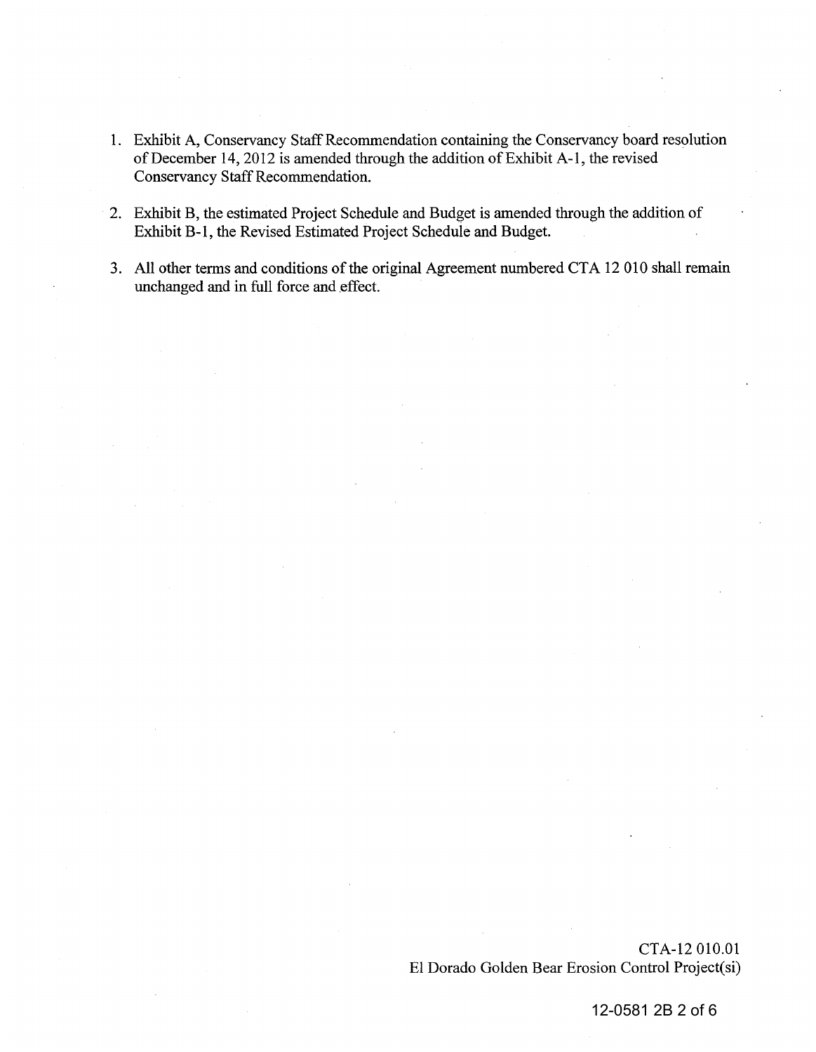1. Exhibit A, Conservancy Staff Recommendation containing the Conservancy board resolution of December 14, 2012 is amended through the addition of Exhibit A-1, the revised Conservancy Staff Recommendation.

2. Exhibit B, the estimated Project Schedule and Budget is amended through the addition of Exhibit B-1, the Revised Estimated Project Schedule and Budget.

3. All other terms and conditions of the original Agreement numbered CTA 12 010 shall remain unchanged and in full force and effect.

CTA-12 010.01
El Dorado Golden Bear Erosion Control Project(si)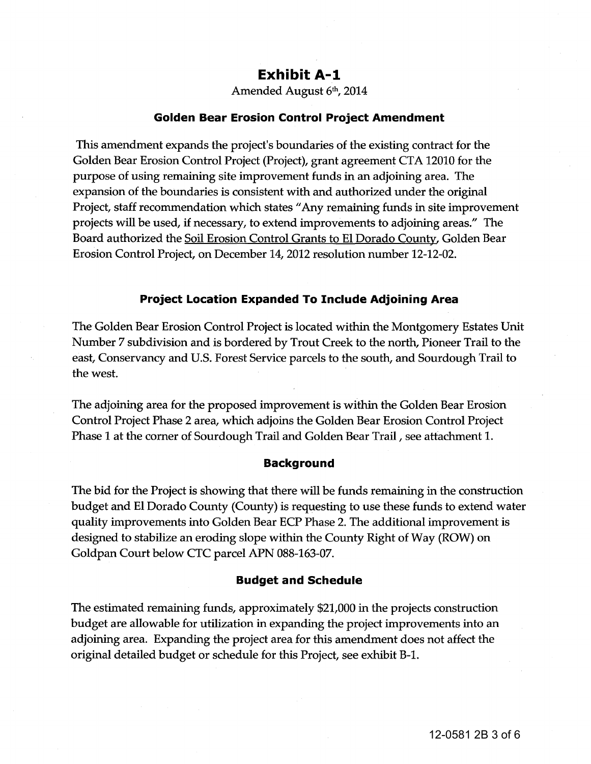# Exhibit A-1

Amended August 6th, 2014

### Golden Bear Erosion Control Project Amendment

This amendment expands the project's boundaries of the existing contract for the Golden Bear Erosion Control Project (Project), grant agreement CTA 12010 for the purpose of using remaining site improvement funds in an adjoining area. The expansion of the boundaries is consistent with and authorized under the original Project, staff recommendation which states "Any remaining funds in site improvement projects will be used, if necessary, to extend improvements to adjoining areas." The Board authorized the Soil Erosion Control Grants to El Dorado County, Golden Bear Erosion Control Project, on December 14, 2012 resolution number 12-12-02.

### Project Location Expanded To Include Adjoining Area

The Golden Bear Erosion Control Project is located within the Montgomery Estates Unit Number 7 subdivision and is bordered by Trout Creek to the north, Pioneer Trail to the east, Conservancy and U.S. Forest Service parcels to the south, and Sourdough Trail to the west.

The adjoining area for the proposed improvement is within the Golden Bear Erosion Control Project Phase 2 area, which adjoins the Golden Bear Erosion Control Project Phase 1 at the corner of Sourdough Trail and Golden Bear Trail , see attachment 1.

### Background

The bid for the Project is showing that there will be funds remaining in the construction budget and El Dorado County (County) is requesting to use these funds to extend water quality improvements into Golden Bear ECP Phase 2. The additional improvement is designed to stabilize an eroding slope within the County Right of Way (ROW) on Goldpan Court below CTC parcel APN 088-163-07.

### Budget and Schedule

The estimated remaining funds, approximately $21,000 in the projects construction budget are allowable for utilization in expanding the project improvements into an adjoining area. Expanding the project area for this amendment does not affect the original detailed budget or schedule for this Project, see exhibit B-1.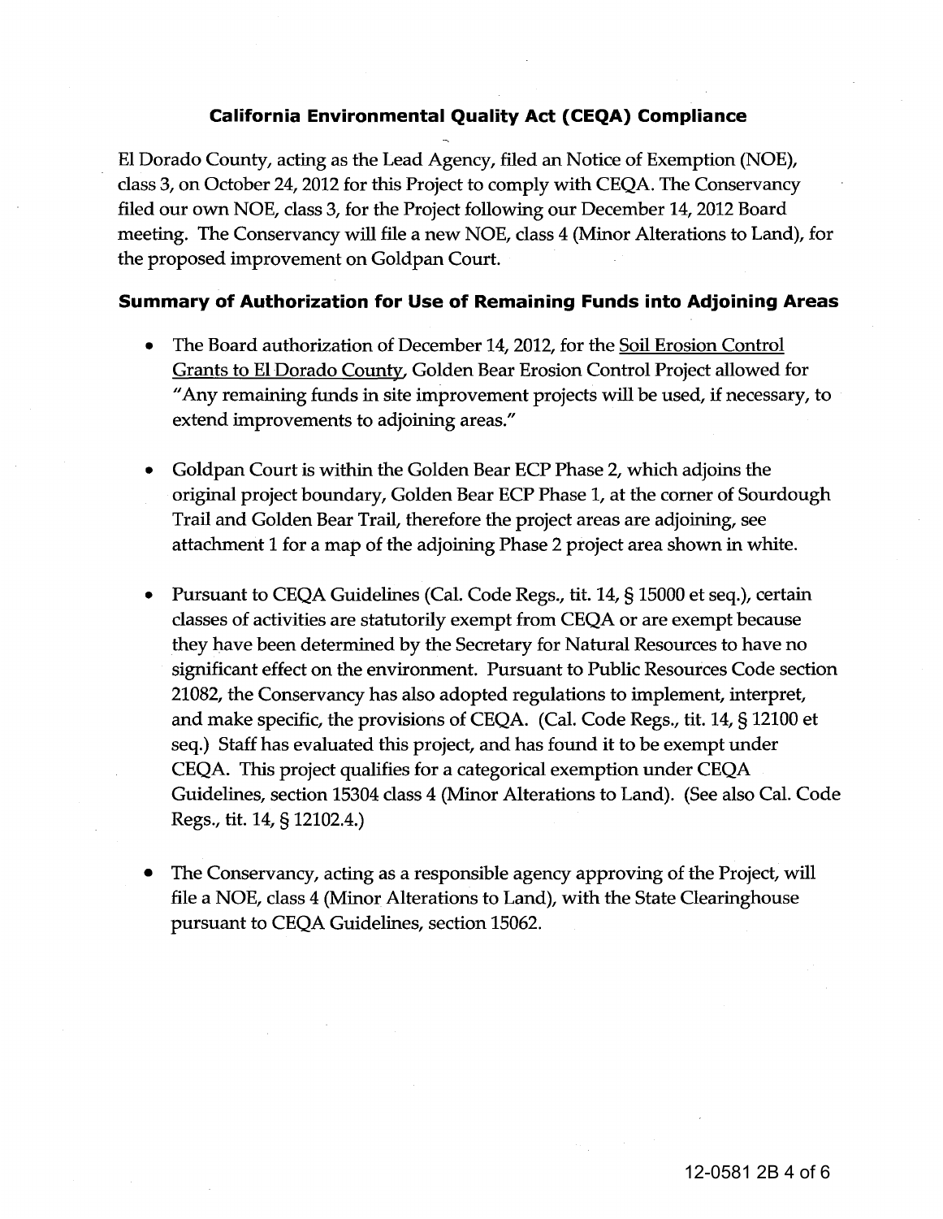## California Environmental Quality Act (CEQA) Compliance

El Dorado County, acting as the Lead Agency, filed an Notice of Exemption (NOE), class 3, on October 24, 2012 for this Project to comply with CEQA. The Conservancy filed our own NOE, class 3, for the Project following our December 14, 2012 Board meeting. The Conservancy will file a new NOE, class 4 (Minor Alterations to Land), for the proposed improvement on Goldpan Court.

### Summary of Authorization for Use of Remaining Funds into Adjoining Areas

- The Board authorization of December 14, 2012, for the Soil Erosion Control Grants to El Dorado County, Golden Bear Erosion Control Project allowed for "Any remaining funds in site improvement projects will be used, if necessary, to extend improvements to adjoining areas."

- Goldpan Court is within the Golden Bear ECP Phase 2, which adjoins the original project boundary, Golden Bear ECP Phase 1, at the corner of Sourdough Trail and Golden Bear Trail, therefore the project areas are adjoining, see attachment 1 for a map of the adjoining Phase 2 project area shown in white.

- Pursuant to CEQA Guidelines (Cal. Code Regs., tit. 14, § 15000 et seq.), certain classes of activities are statutorily exempt from CEQA or are exempt because they have been determined by the Secretary for Natural Resources to have no significant effect on the environment. Pursuant to Public Resources Code section 21082, the Conservancy has also adopted regulations to implement, interpret, and make specific, the provisions of CEQA. (Cal. Code Regs., tit. 14, § 12100 et seq.) Staff has evaluated this project, and has found it to be exempt under CEQA. This project qualifies for a categorical exemption under CEQA Guidelines, section 15304 class 4 (Minor Alterations to Land). (See also Cal. Code Regs., tit. 14, § 12102.4.)

- The Conservancy, acting as a responsible agency approving of the Project, will file a NOE, class 4 (Minor Alterations to Land), with the State Clearinghouse pursuant to CEQA Guidelines, section 15062.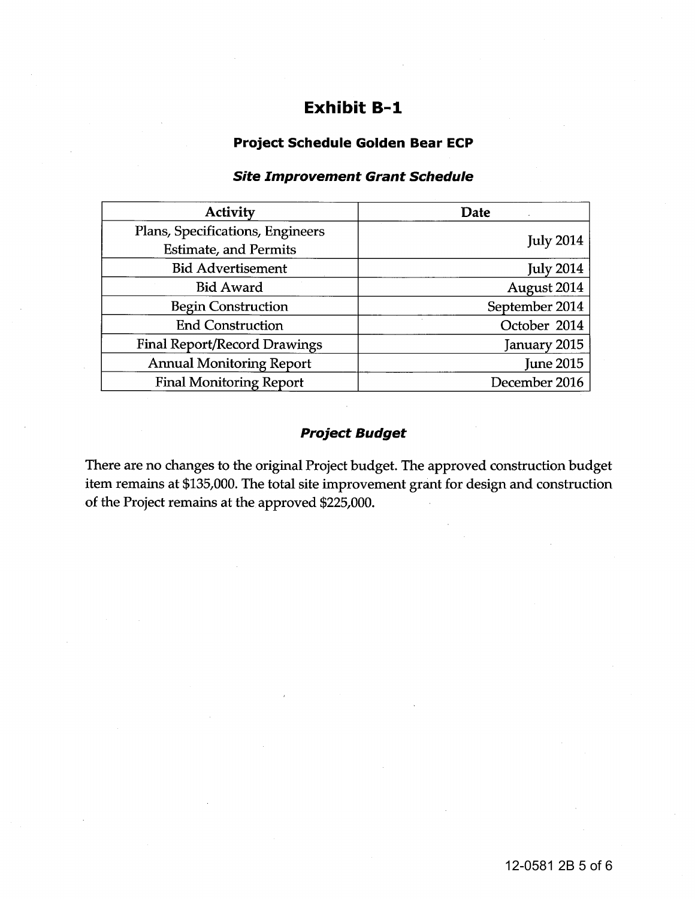# Exhibit B-1

## Project Schedule Golden Bear ECP

### *Site Improvement Grant Schedule*

| Activity | Date |
|---|---|
| Plans, Specifications, Engineers Estimate, and Permits | July 2014 |
| Bid Advertisement | July 2014 |
| Bid Award | August 2014 |
| Begin Construction | September 2014 |
| End Construction | October 2014 |
| Final Report/Record Drawings | January 2015 |
| Annual Monitoring Report | June 2015 |
| Final Monitoring Report | December 2016 |

### *Project Budget*

There are no changes to the original Project budget. The approved construction budget item remains at $135,000. The total site improvement grant for design and construction of the Project remains at the approved $225,000.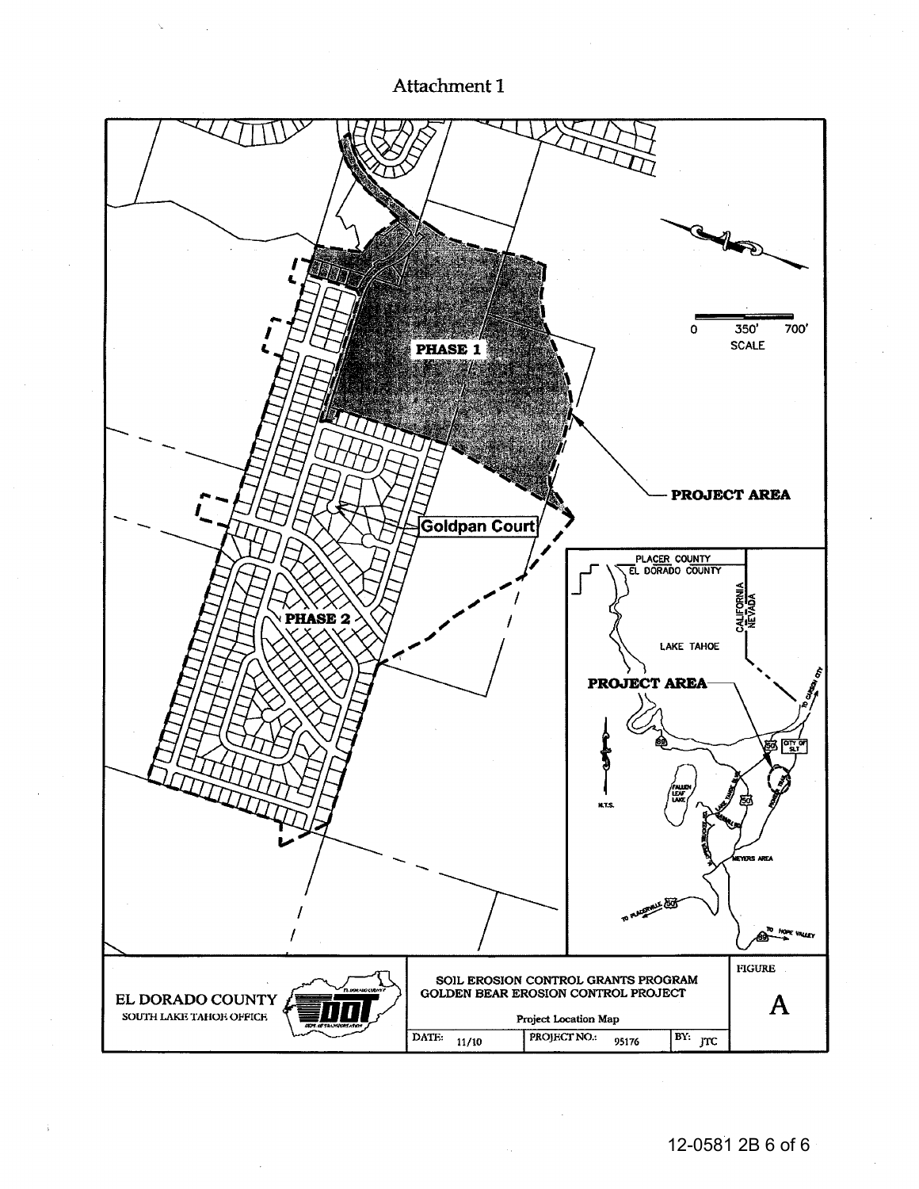Attachment 1

PHASE 1

PHASE 2

Goldpan Court

PROJECT AREA

0 350' 700'
SCALE

PLACER COUNTY
EL DORADO COUNTY

CALIFORNIA
NEVADA

LAKE TAHOE

PROJECT AREA

N.T.S.

FALLEN LEAF LAKE

CITY OF SLT

MEYERS AREA

TO PLACERVILLE

TO HOPE VALLEY

TO CARSON CITY

EL DORADO COUNTY
SOUTH LAKE TAHOE OFFICE

SOIL EROSION CONTROL GRANTS PROGRAM
GOLDEN BEAR EROSION CONTROL PROJECT

Project Location Map

| DATE: | 11/10 | PROJECT NO.: | 95176 | BY: | JTC |
|---|---|---|---|---|---|

FIGURE

A